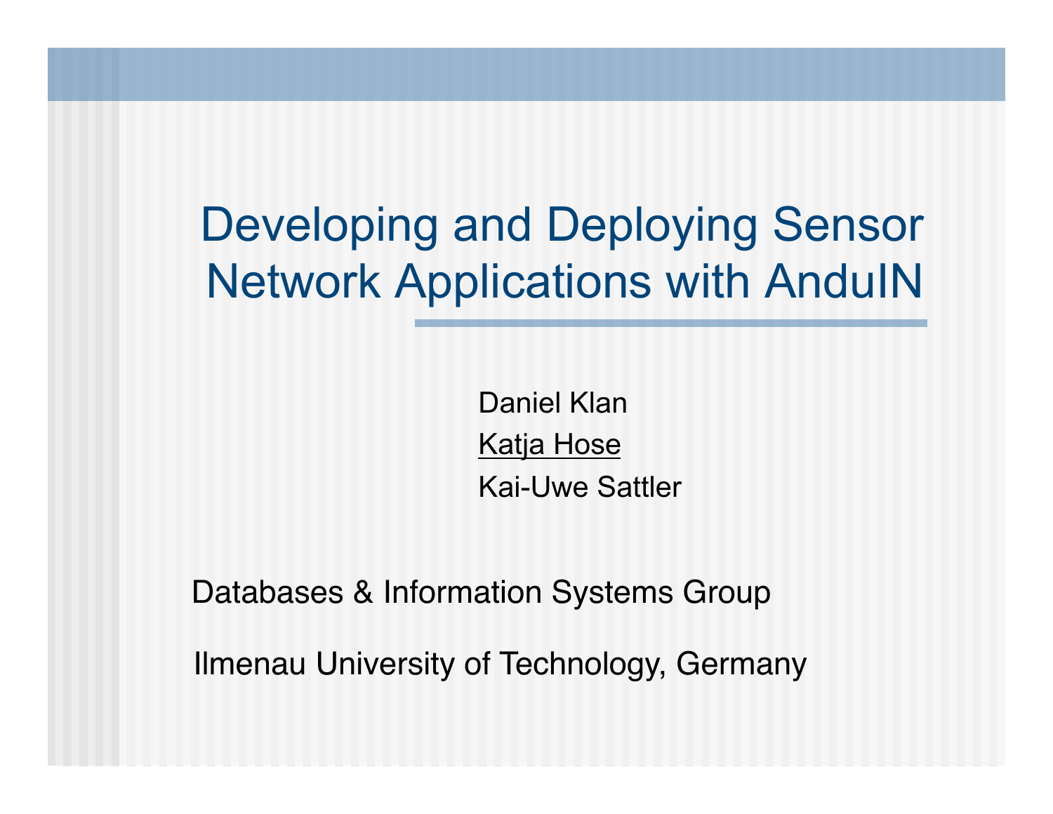# Developing and Deploying Sensor Network Applications with AnduIN

Daniel Klan

Katja Hose

Kai-Uwe Sattler

Databases & Information Systems Group

Ilmenau University of Technology, Germany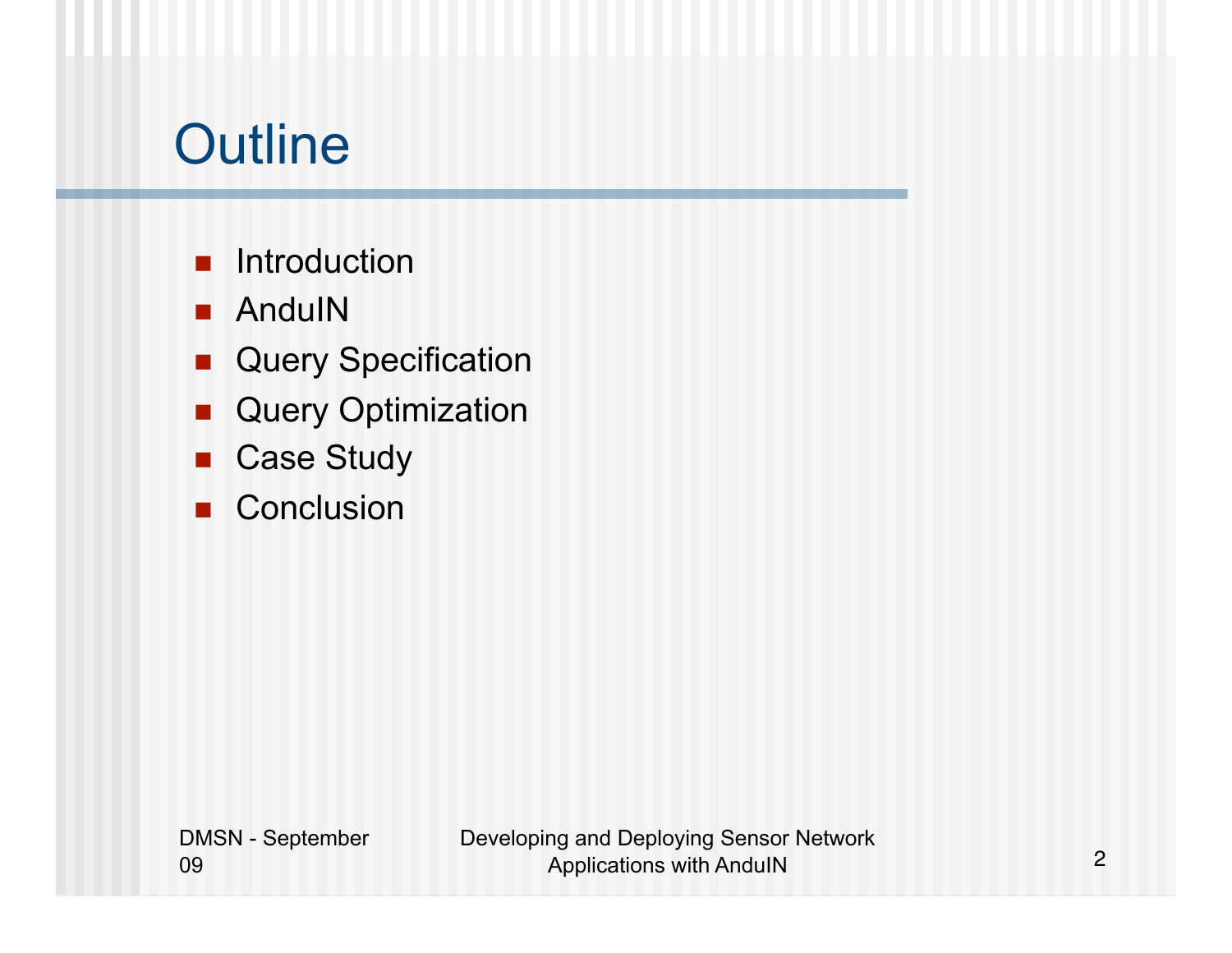# Outline

- Introduction
- AnduIN
- Query Specification
- Query Optimization
- Case Study
- Conclusion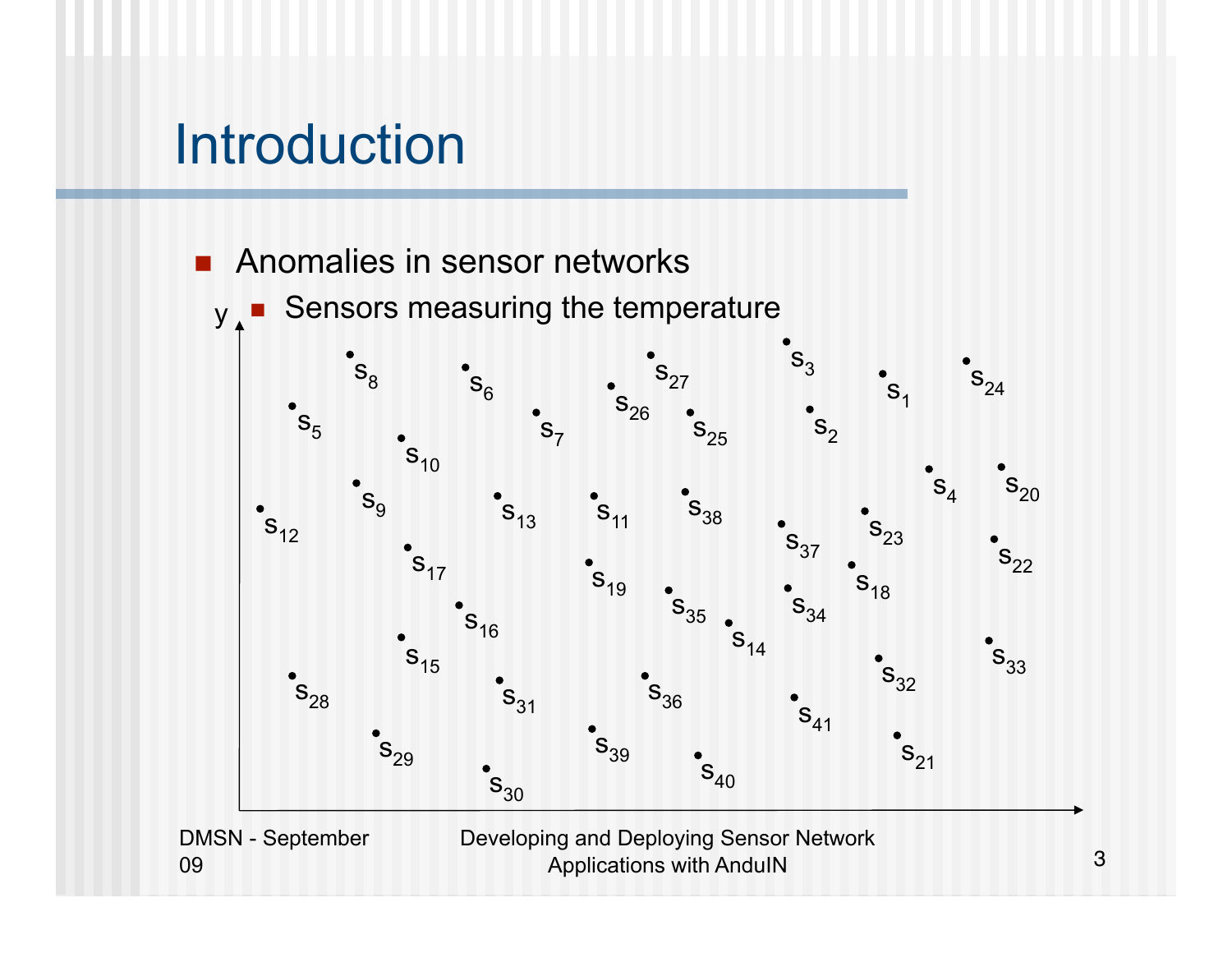# Introduction

- Anomalies in sensor networks
  - Sensors measuring the temperature

y

$s_8$ $s_6$ $s_{27}$ $s_3$ $s_1$ $s_{24}$ $s_5$ $s_{26}$ $s_7$ $s_{25}$ $s_2$ $s_{10}$ $s_4$ $s_{20}$ $s_9$ $s_{13}$ $s_{11}$ $s_{38}$ $s_{12}$ $s_{37}$ $s_{23}$ $s_{22}$ $s_{17}$ $s_{19}$ $s_{18}$ $s_{35}$ $s_{34}$ $s_{16}$ $s_{14}$ $s_{15}$ $s_{33}$ $s_{32}$ $s_{28}$ $s_{31}$ $s_{36}$ $s_{41}$ $s_{29}$ $s_{39}$ $s_{21}$ $s_{40}$ $s_{30}$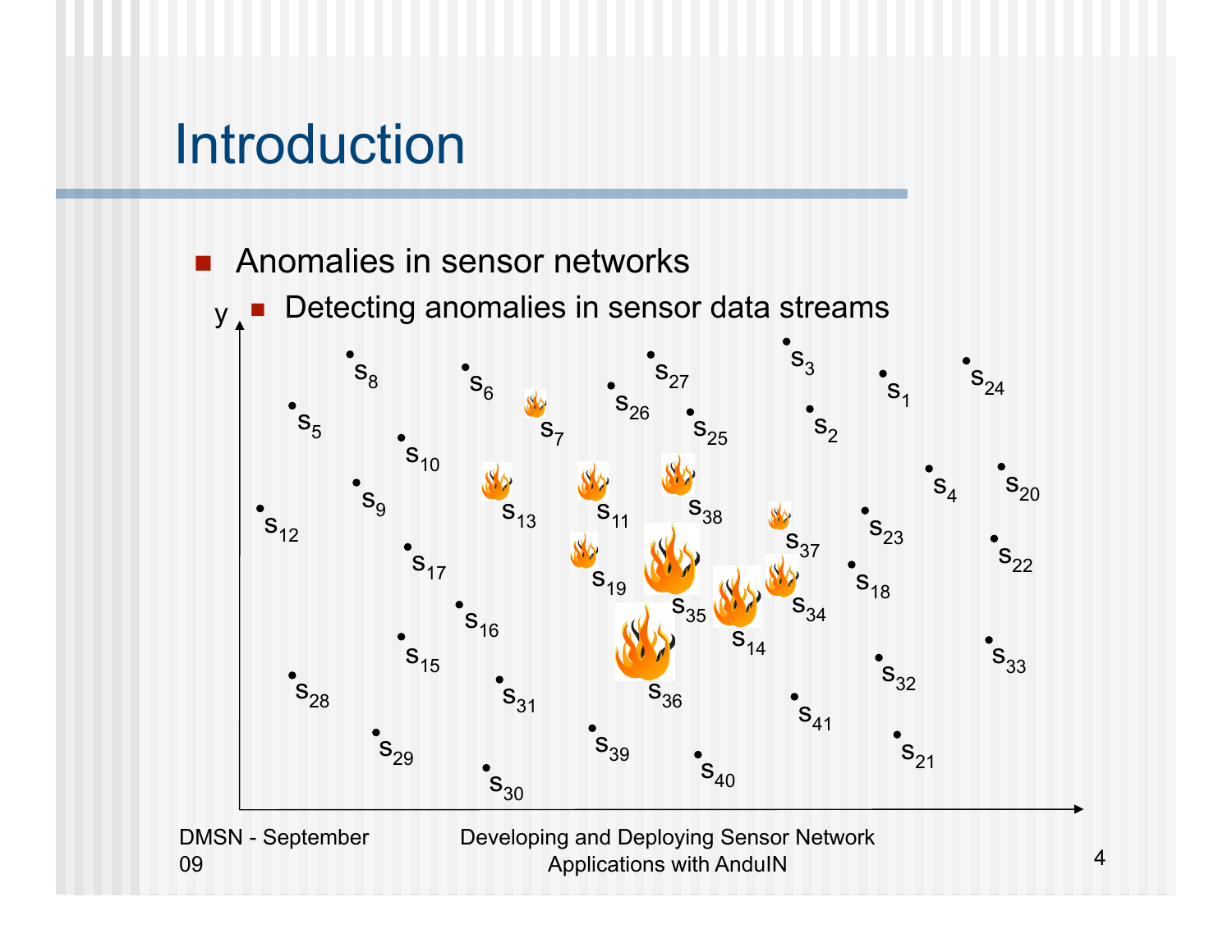# Introduction

- Anomalies in sensor networks
  - Detecting anomalies in sensor data streams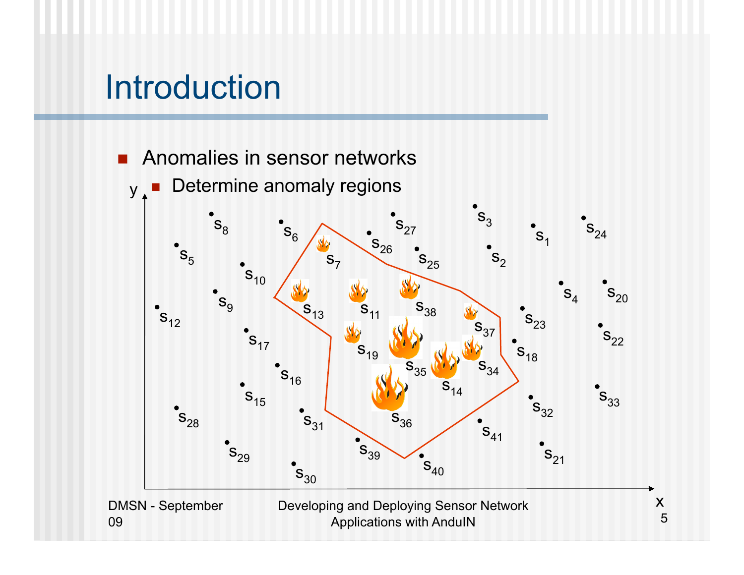# Introduction

- Anomalies in sensor networks
  - Determine anomaly regions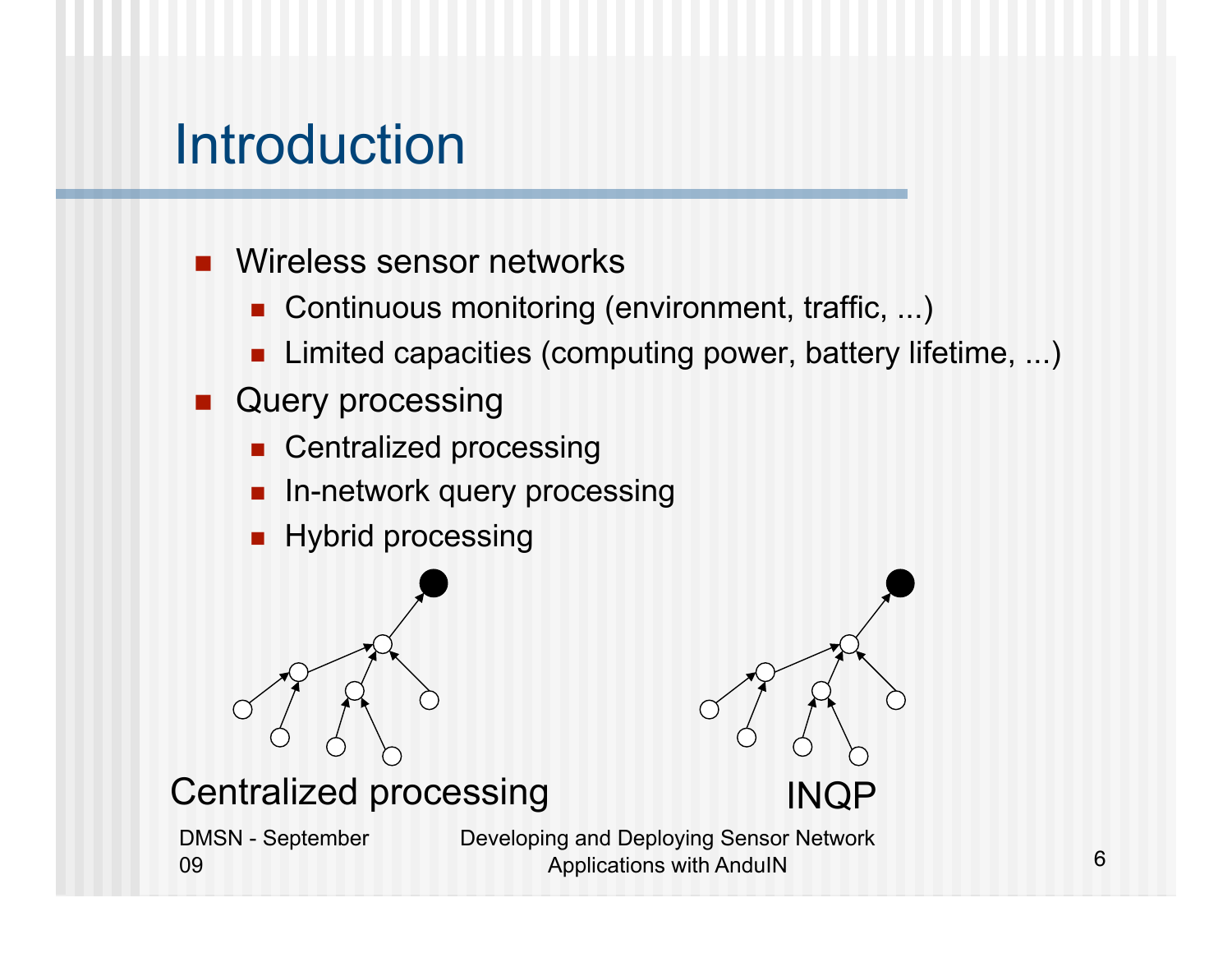# Introduction

- Wireless sensor networks
  - Continuous monitoring (environment, traffic, ...)
  - Limited capacities (computing power, battery lifetime, ...)
- Query processing
  - Centralized processing
  - In-network query processing
  - Hybrid processing

Centralized processing

INQP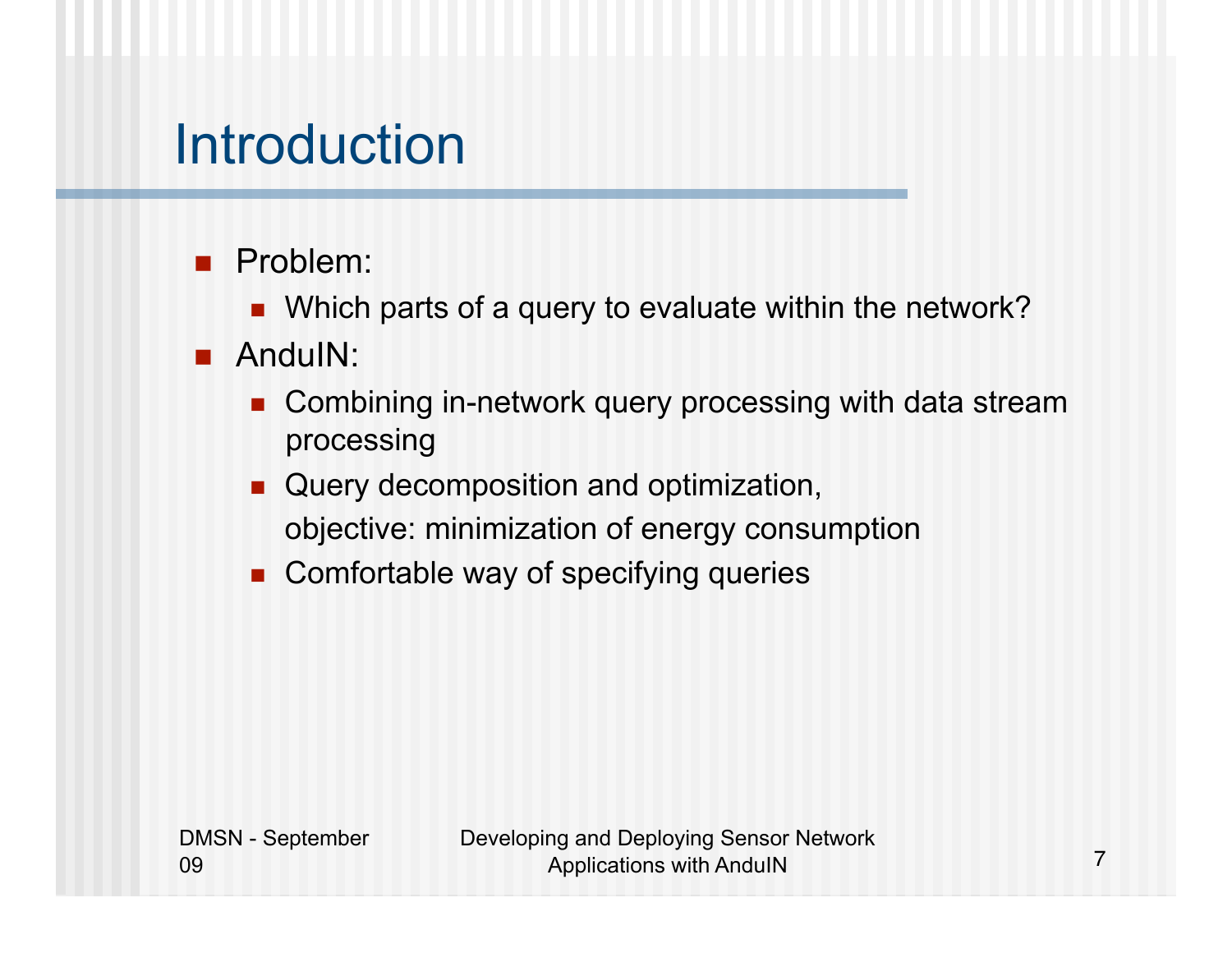# Introduction

- Problem:
  - Which parts of a query to evaluate within the network?
- AnduIN:
  - Combining in-network query processing with data stream processing
  - Query decomposition and optimization,
    objective: minimization of energy consumption
  - Comfortable way of specifying queries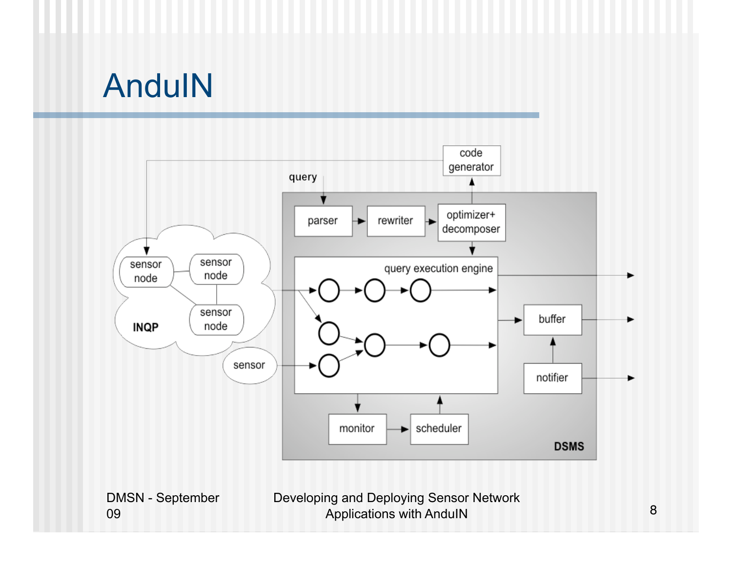# AnduIN

query

code generator

parser → rewriter → optimizer+ decomposer

query execution engine

sensor node

sensor node

sensor node

INQP

sensor

buffer

notifier

monitor → scheduler

DSMS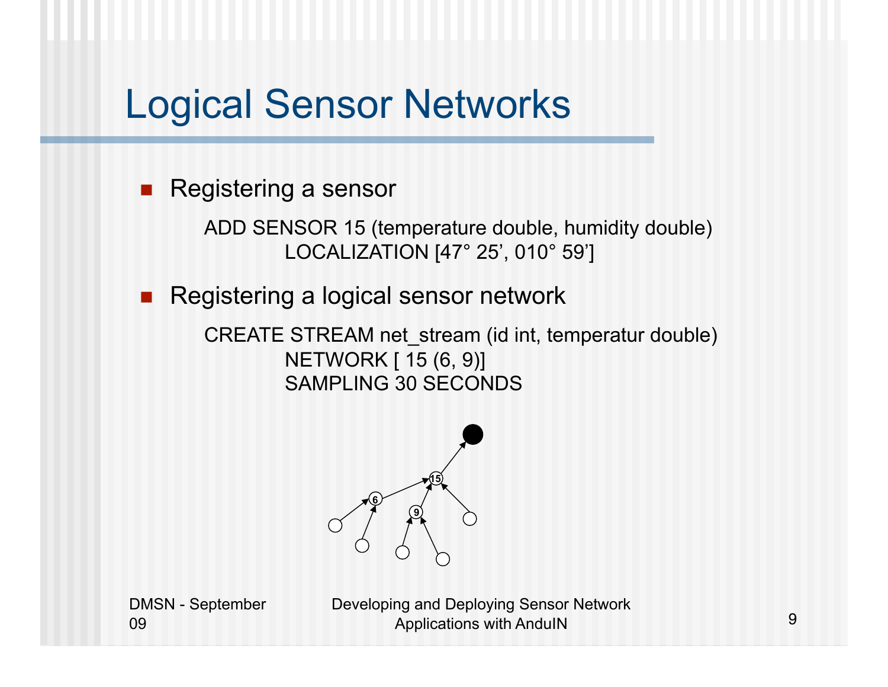# Logical Sensor Networks

- Registering a sensor

```
ADD SENSOR 15 (temperature double, humidity double)
        LOCALIZATION [47° 25’, 010° 59’]
```

- Registering a logical sensor network

```
CREATE STREAM net_stream (id int, temperatur double)
        NETWORK [ 15 (6, 9)]
        SAMPLING 30 SECONDS
```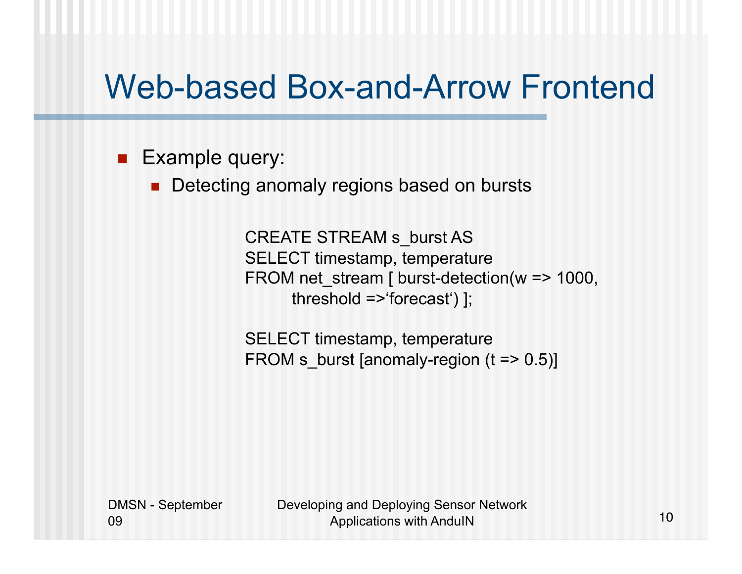# Web-based Box-and-Arrow Frontend

- Example query:
  - Detecting anomaly regions based on bursts

```
CREATE STREAM s_burst AS
SELECT timestamp, temperature
FROM net_stream [ burst-detection(w => 1000,
        threshold =>‘forecast‘) ];

SELECT timestamp, temperature
FROM s_burst [anomaly-region (t => 0.5)]
```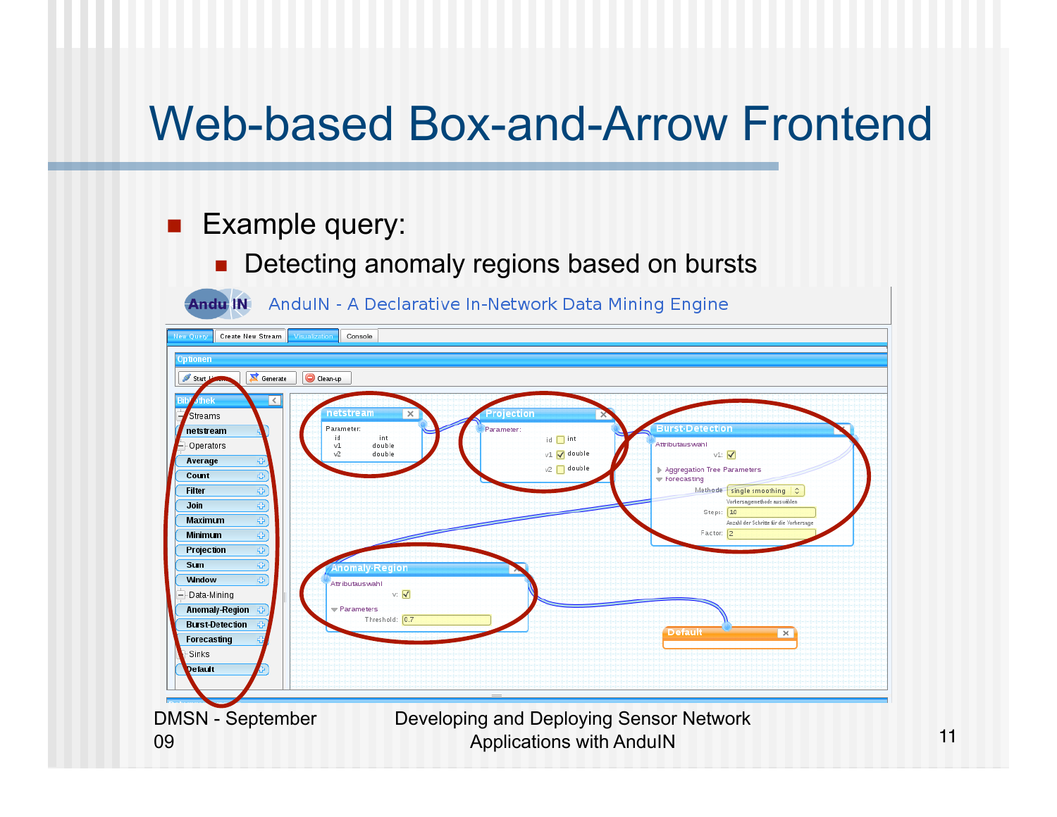# Web-based Box-and-Arrow Frontend

- Example query:
  - Detecting anomaly regions based on bursts

AnduIN - A Declarative In-Network Data Mining Engine

New Query | Create New Stream | Visualization | Console

Optionen

Start | Generate | Clean-up

Bibliothek
- Streams
  - netstream
- Operators
  - Average
  - Count
  - Filter
  - Join
  - Maximum
  - Minimum
  - Projection
  - Sum
  - Window
- Data-Mining
  - Anomaly-Region
  - Burst-Detection
  - Forecasting
- Sinks
  - Default

netstream
Parameter:
id int
v1 double
v2 double

Projection
Parameter:
id int
v1 double
v2 double

Burst-Detection
Attributauswahl
v1:
Aggregation Tree Parameters
Forecasting
Methode: single smoothing
Vorhersagemethode auswählen
Steps: 10
Anzahl der Schritte für die Vorhersage
Factor: 2

Anomaly-Region
Attributauswahl
v:
Parameters
Threshold: 0.7

Default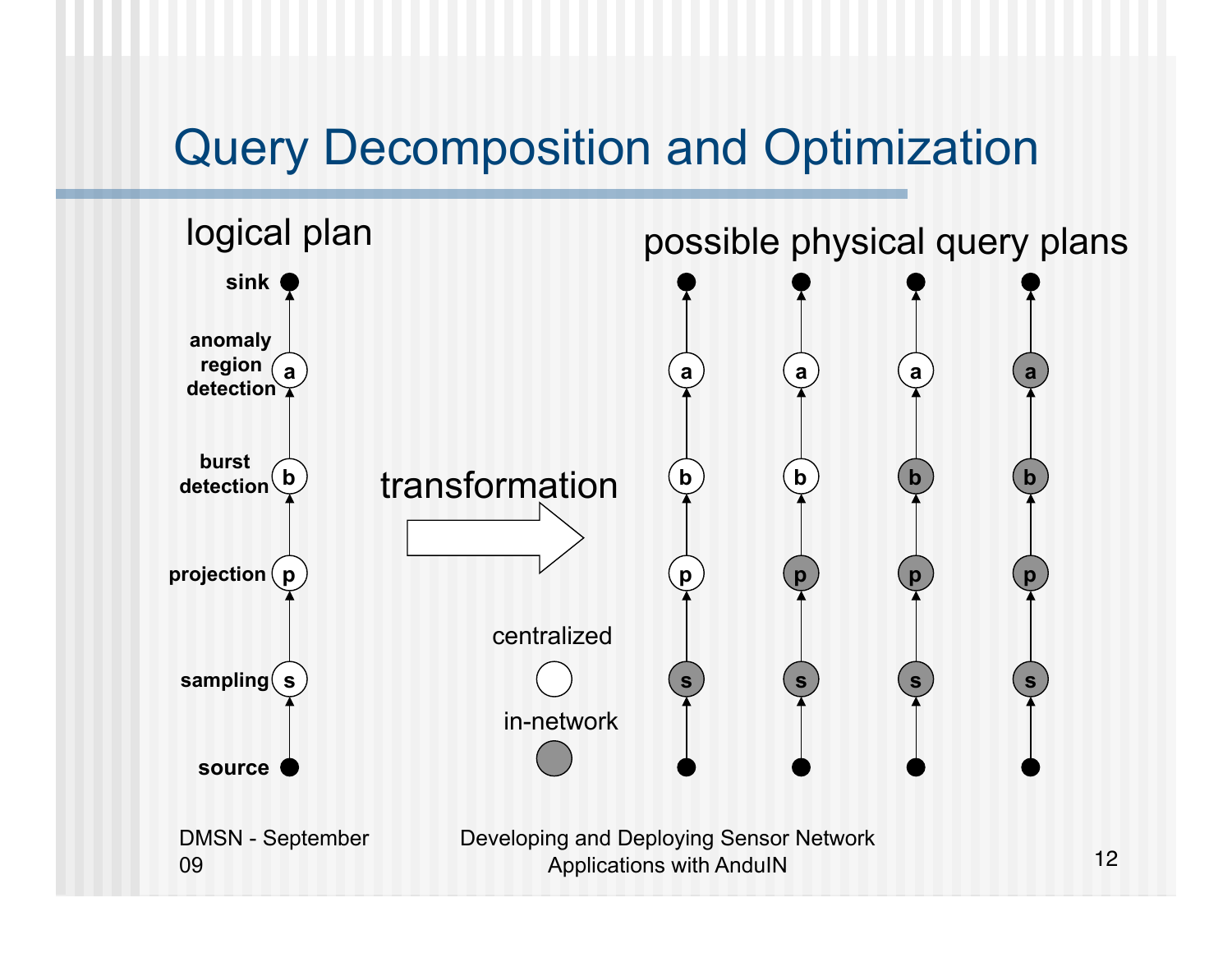# Query Decomposition and Optimization

logical plan

sink

anomaly region detection — a

burst detection — b

projection — p

sampling — s

source

transformation

possible physical query plans

centralized

in-network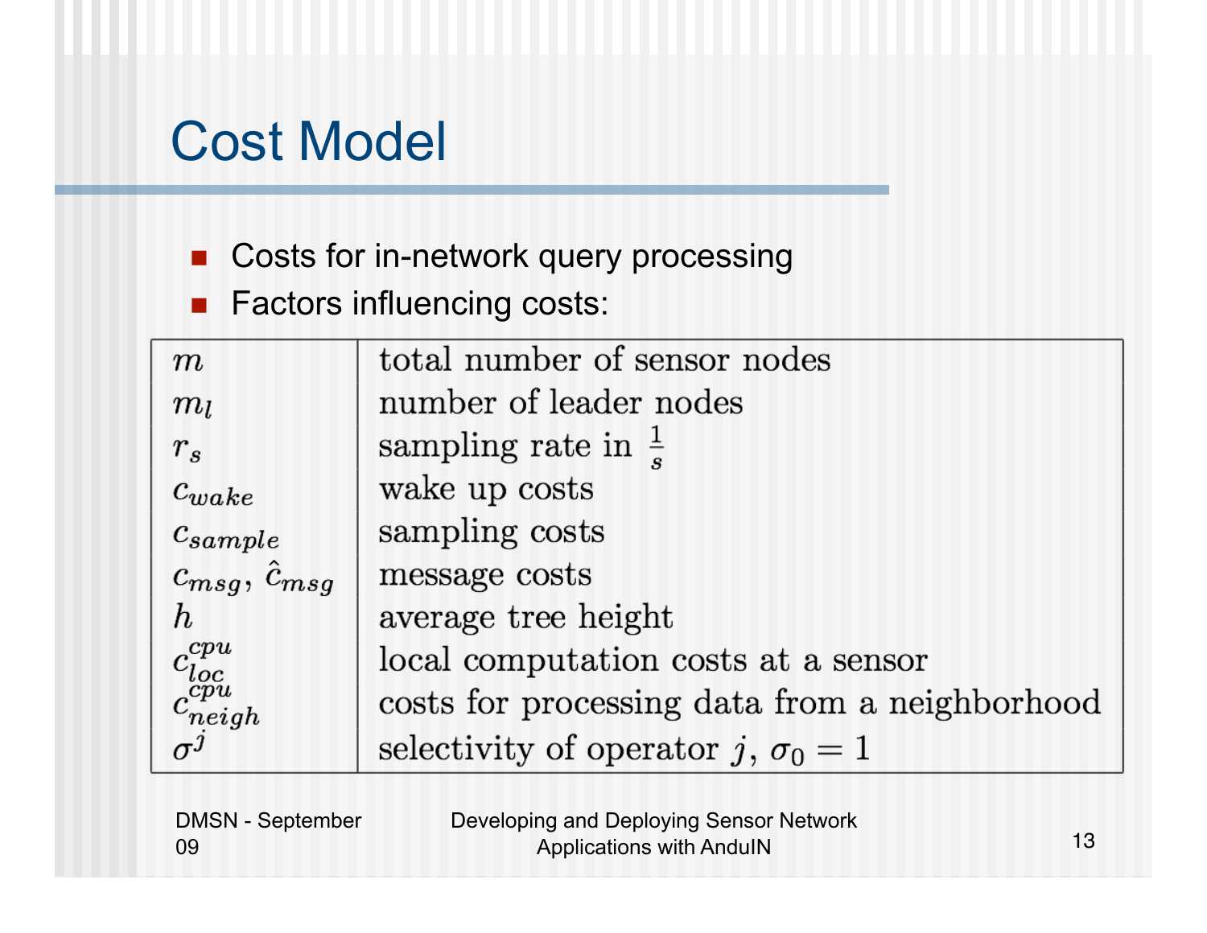# Cost Model

- Costs for in-network query processing
- Factors influencing costs:

| | |
|---|---|
| $m$ | total number of sensor nodes |
| $m_l$ | number of leader nodes |
| $r_s$ | sampling rate in $\frac{1}{s}$ |
| $c_{wake}$ | wake up costs |
| $c_{sample}$ | sampling costs |
| $c_{msg}$, $\hat{c}_{msg}$ | message costs |
| $h$ | average tree height |
| $c_{loc}^{cpu}$ | local computation costs at a sensor |
| $c_{neigh}^{cpu}$ | costs for processing data from a neighborhood |
| $\sigma^j$ | selectivity of operator $j$, $\sigma_0 = 1$ |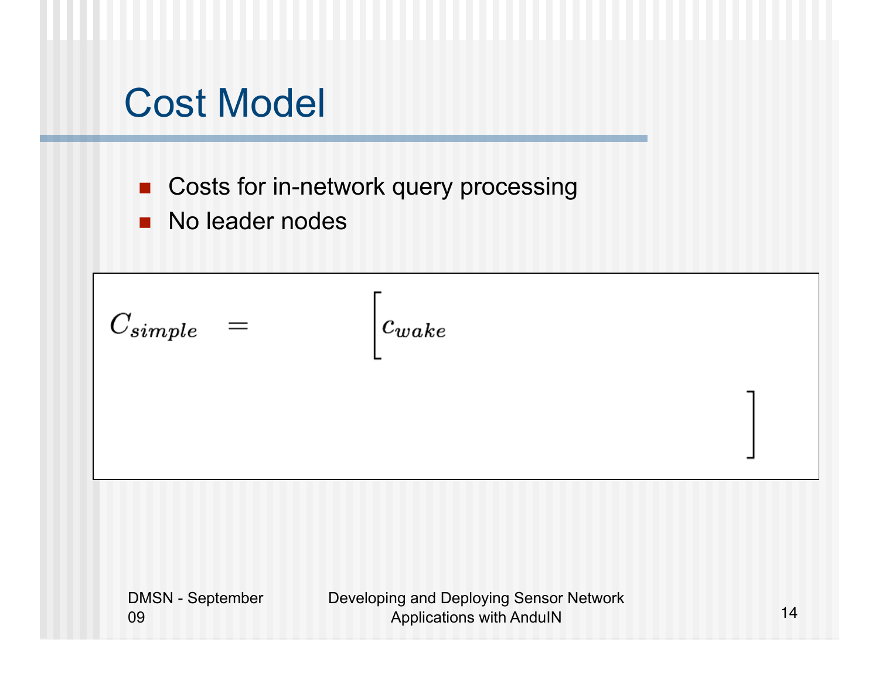# Cost Model

- Costs for in-network query processing
- No leader nodes

$$C_{simple} = \Big[ c_{wake} \qquad \Big]$$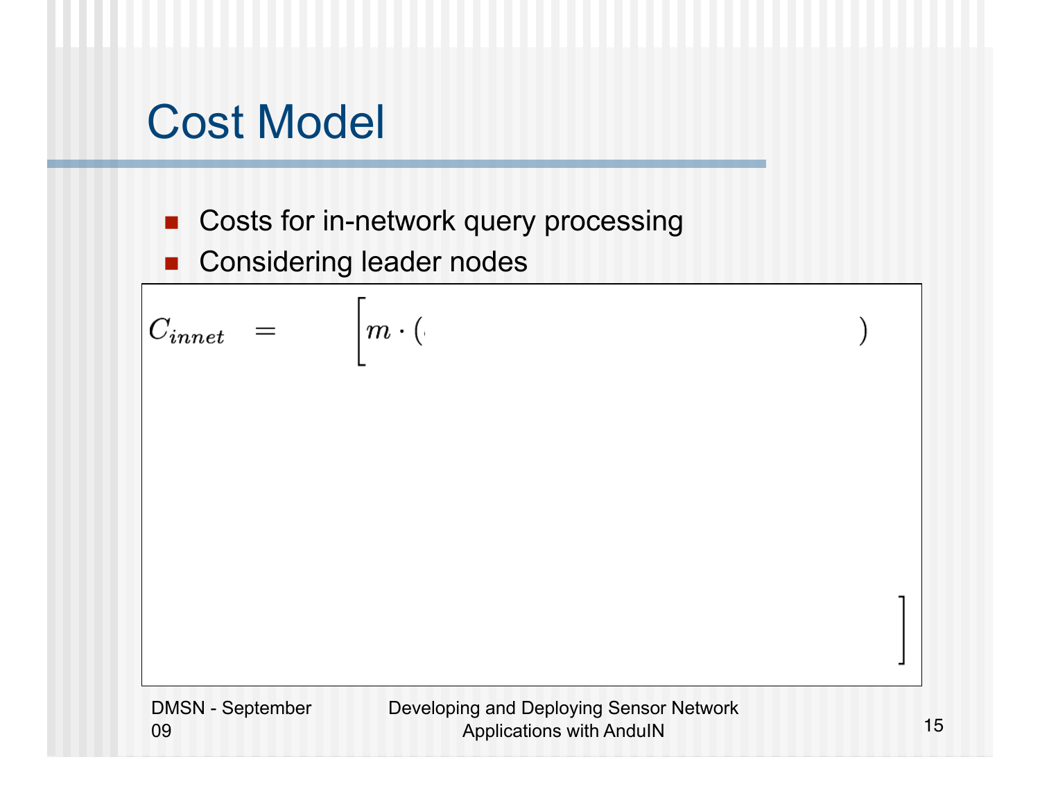# Cost Model

- Costs for in-network query processing
- Considering leader nodes

$$C_{innet} = \Big[ m \cdot ( \qquad \qquad \qquad ) \qquad \qquad \Big]$$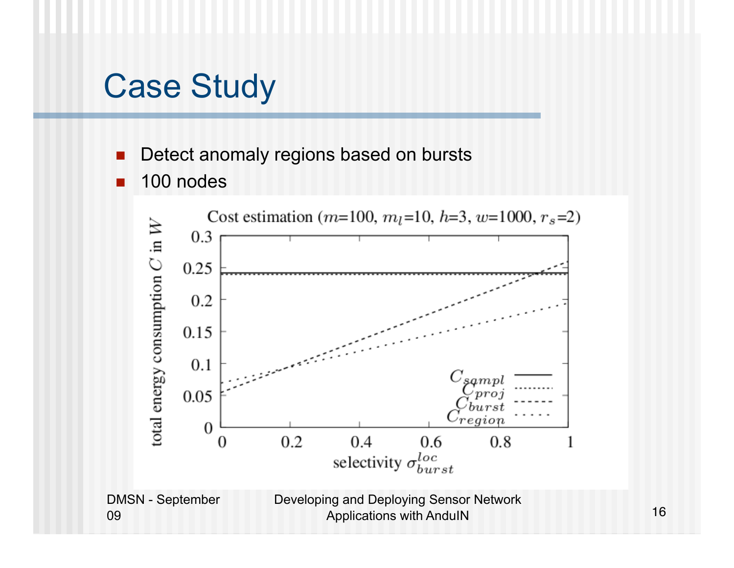# Case Study

- Detect anomaly regions based on bursts
- 100 nodes

Cost estimation ($m$=100, $m_l$=10, $h$=3, $w$=1000, $r_s$=2)

y-axis: total energy consumption $C$ in $W$ (0 – 0.3)

x-axis: selectivity $\sigma_{burst}^{loc}$ (0 – 1)

Legend: $C_{sampl}$, $C_{proj}$, $C_{burst}$, $C_{region}$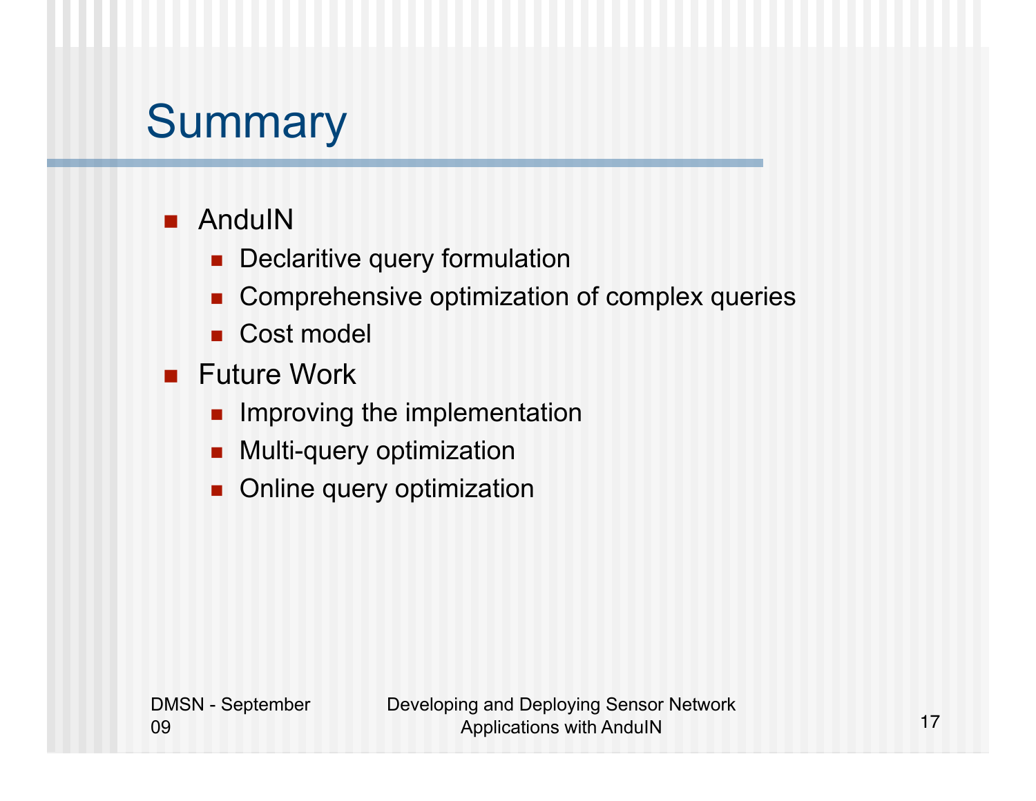# Summary

- AnduIN
  - Declaritive query formulation
  - Comprehensive optimization of complex queries
  - Cost model
- Future Work
  - Improving the implementation
  - Multi-query optimization
  - Online query optimization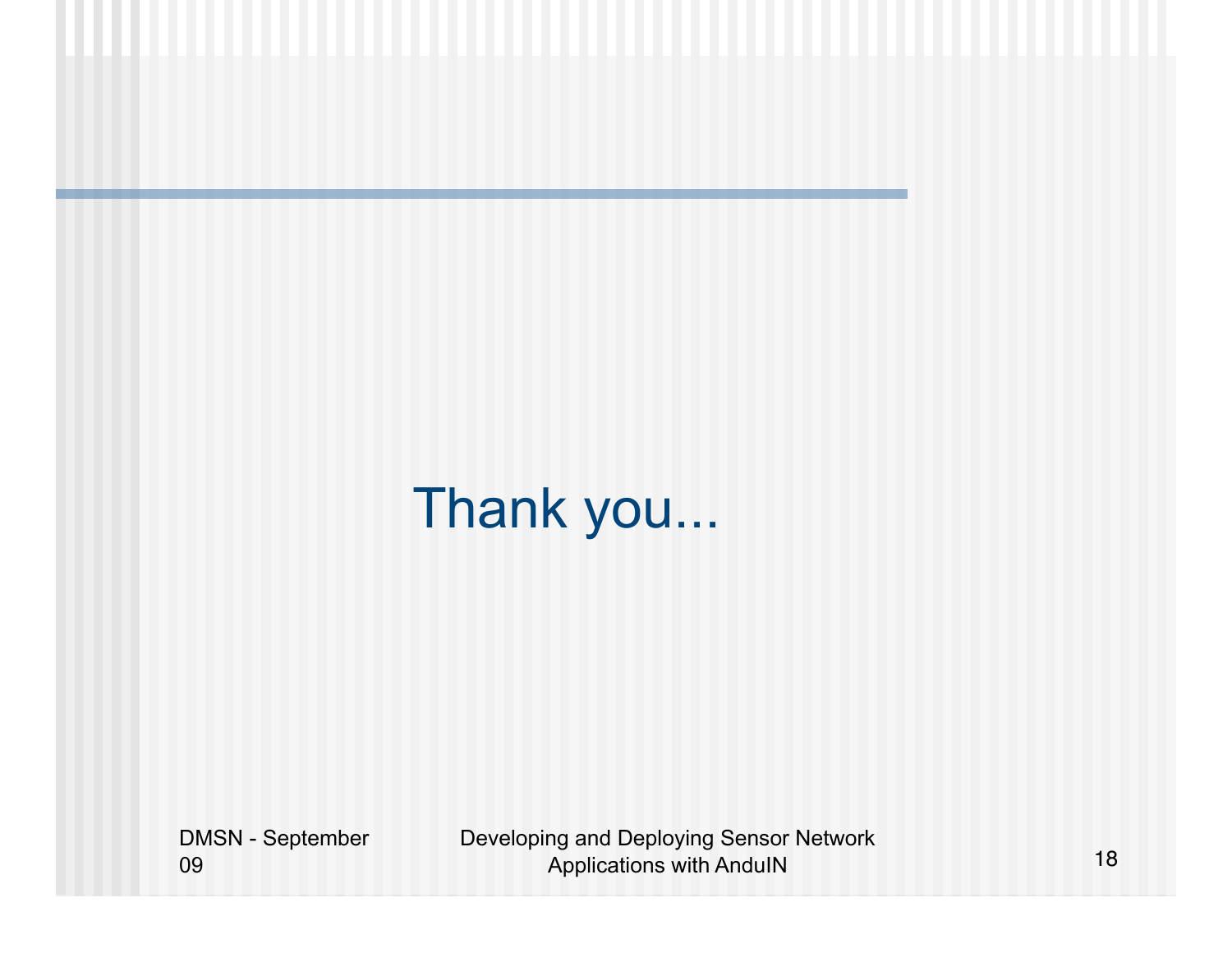Thank you...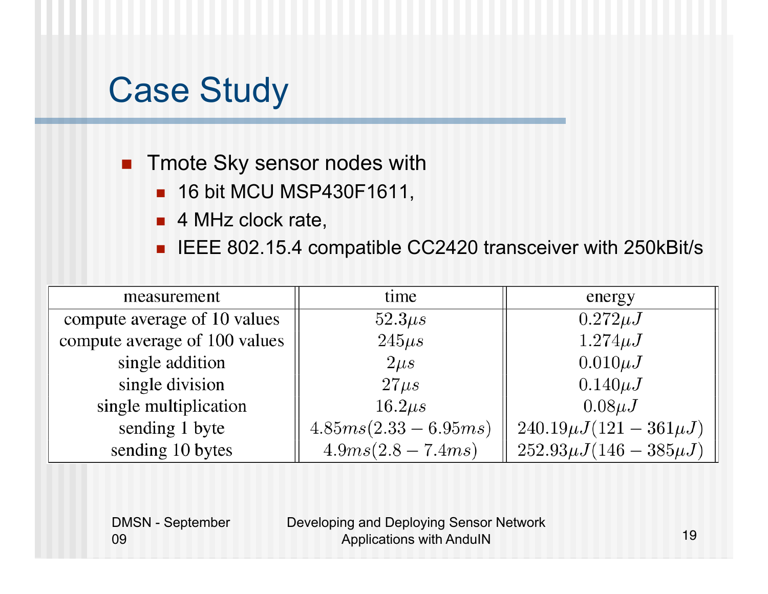# Case Study

- Tmote Sky sensor nodes with
  - 16 bit MCU MSP430F1611,
  - 4 MHz clock rate,
  - IEEE 802.15.4 compatible CC2420 transceiver with 250kBit/s

| measurement | time | energy |
|---|---|---|
| compute average of 10 values | $52.3\mu s$ | $0.272\mu J$ |
| compute average of 100 values | $245\mu s$ | $1.274\mu J$ |
| single addition | $2\mu s$ | $0.010\mu J$ |
| single division | $27\mu s$ | $0.140\mu J$ |
| single multiplication | $16.2\mu s$ | $0.08\mu J$ |
| sending 1 byte | $4.85ms(2.33 - 6.95ms)$ | $240.19\mu J(121 - 361\mu J)$ |
| sending 10 bytes | $4.9ms(2.8 - 7.4ms)$ | $252.93\mu J(146 - 385\mu J)$ |